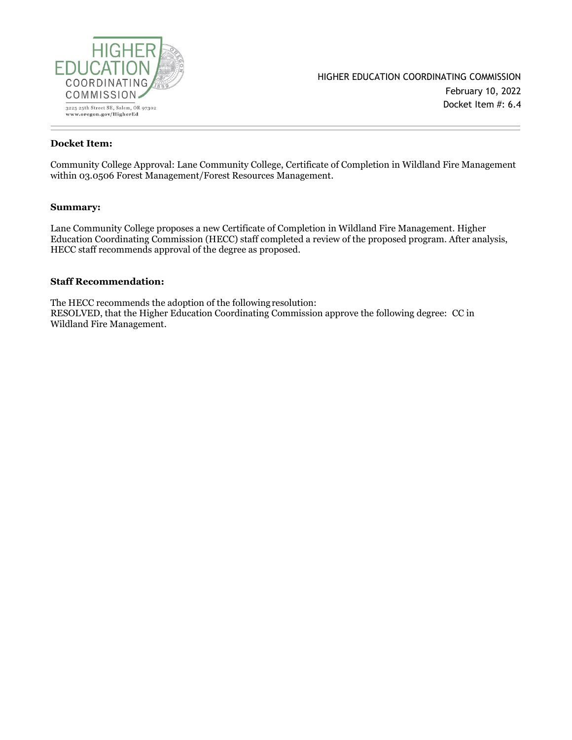HIGHER EDUCATION COORDINATING COMMISSION

3225 25th Street SE, Salem, OR 97302
www.oregon.gov/HigherEd

HIGHER EDUCATION COORDINATING COMMISSION
February 10, 2022
Docket Item #: 6.4

---

**Docket Item:**

Community College Approval: Lane Community College, Certificate of Completion in Wildland Fire Management within 03.0506 Forest Management/Forest Resources Management.

**Summary:**

Lane Community College proposes a new Certificate of Completion in Wildland Fire Management. Higher Education Coordinating Commission (HECC) staff completed a review of the proposed program. After analysis, HECC staff recommends approval of the degree as proposed.

**Staff Recommendation:**

The HECC recommends the adoption of the following resolution:
RESOLVED, that the Higher Education Coordinating Commission approve the following degree: CC in Wildland Fire Management.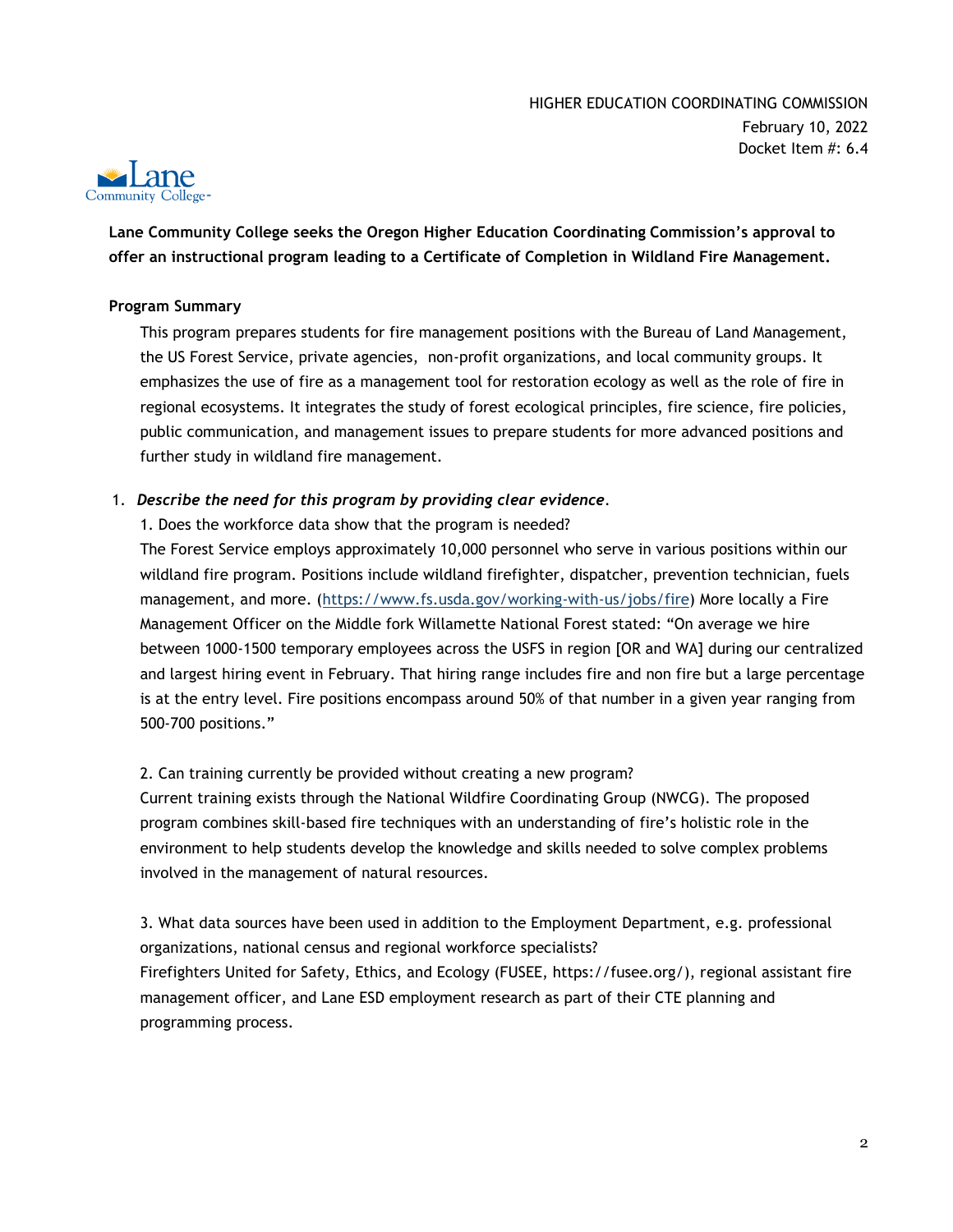HIGHER EDUCATION COORDINATING COMMISSION
February 10, 2022
Docket Item #: 6.4

**Lane Community College seeks the Oregon Higher Education Coordinating Commission's approval to offer an instructional program leading to a Certificate of Completion in Wildland Fire Management.**

**Program Summary**

This program prepares students for fire management positions with the Bureau of Land Management, the US Forest Service, private agencies, non-profit organizations, and local community groups. It emphasizes the use of fire as a management tool for restoration ecology as well as the role of fire in regional ecosystems. It integrates the study of forest ecological principles, fire science, fire policies, public communication, and management issues to prepare students for more advanced positions and further study in wildland fire management.

1. ***Describe the need for this program by providing clear evidence*.**

1. Does the workforce data show that the program is needed?

The Forest Service employs approximately 10,000 personnel who serve in various positions within our wildland fire program. Positions include wildland firefighter, dispatcher, prevention technician, fuels management, and more. (https://www.fs.usda.gov/working-with-us/jobs/fire) More locally a Fire Management Officer on the Middle fork Willamette National Forest stated: "On average we hire between 1000-1500 temporary employees across the USFS in region [OR and WA] during our centralized and largest hiring event in February. That hiring range includes fire and non fire but a large percentage is at the entry level. Fire positions encompass around 50% of that number in a given year ranging from 500-700 positions."

2. Can training currently be provided without creating a new program?

Current training exists through the National Wildfire Coordinating Group (NWCG). The proposed program combines skill-based fire techniques with an understanding of fire's holistic role in the environment to help students develop the knowledge and skills needed to solve complex problems involved in the management of natural resources.

3. What data sources have been used in addition to the Employment Department, e.g. professional organizations, national census and regional workforce specialists?

Firefighters United for Safety, Ethics, and Ecology (FUSEE, https://fusee.org/), regional assistant fire management officer, and Lane ESD employment research as part of their CTE planning and programming process.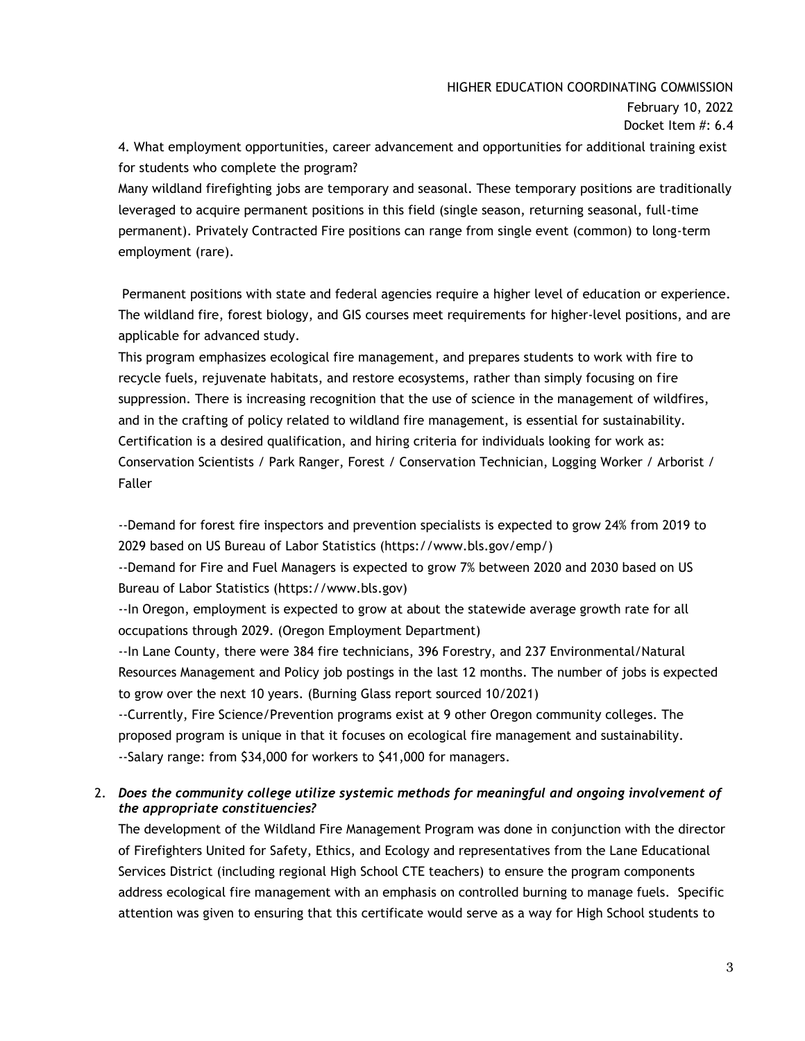4. What employment opportunities, career advancement and opportunities for additional training exist for students who complete the program?

Many wildland firefighting jobs are temporary and seasonal. These temporary positions are traditionally leveraged to acquire permanent positions in this field (single season, returning seasonal, full-time permanent). Privately Contracted Fire positions can range from single event (common) to long-term employment (rare).

Permanent positions with state and federal agencies require a higher level of education or experience. The wildland fire, forest biology, and GIS courses meet requirements for higher-level positions, and are applicable for advanced study.

This program emphasizes ecological fire management, and prepares students to work with fire to recycle fuels, rejuvenate habitats, and restore ecosystems, rather than simply focusing on fire suppression. There is increasing recognition that the use of science in the management of wildfires, and in the crafting of policy related to wildland fire management, is essential for sustainability. Certification is a desired qualification, and hiring criteria for individuals looking for work as: Conservation Scientists / Park Ranger, Forest / Conservation Technician, Logging Worker / Arborist / Faller

--Demand for forest fire inspectors and prevention specialists is expected to grow 24% from 2019 to 2029 based on US Bureau of Labor Statistics (https://www.bls.gov/emp/)

--Demand for Fire and Fuel Managers is expected to grow 7% between 2020 and 2030 based on US Bureau of Labor Statistics (https://www.bls.gov)

--In Oregon, employment is expected to grow at about the statewide average growth rate for all occupations through 2029. (Oregon Employment Department)

--In Lane County, there were 384 fire technicians, 396 Forestry, and 237 Environmental/Natural Resources Management and Policy job postings in the last 12 months. The number of jobs is expected to grow over the next 10 years. (Burning Glass report sourced 10/2021)

--Currently, Fire Science/Prevention programs exist at 9 other Oregon community colleges. The proposed program is unique in that it focuses on ecological fire management and sustainability.

--Salary range: from $34,000 for workers to $41,000 for managers.

2. ***Does the community college utilize systemic methods for meaningful and ongoing involvement of the appropriate constituencies?***

The development of the Wildland Fire Management Program was done in conjunction with the director of Firefighters United for Safety, Ethics, and Ecology and representatives from the Lane Educational Services District (including regional High School CTE teachers) to ensure the program components address ecological fire management with an emphasis on controlled burning to manage fuels. Specific attention was given to ensuring that this certificate would serve as a way for High School students to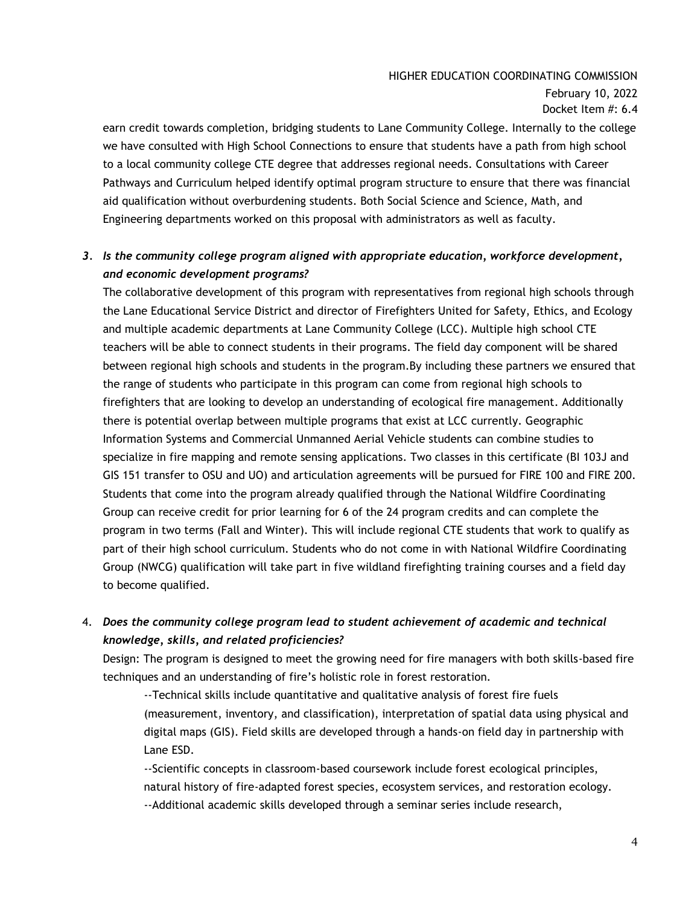earn credit towards completion, bridging students to Lane Community College. Internally to the college we have consulted with High School Connections to ensure that students have a path from high school to a local community college CTE degree that addresses regional needs. Consultations with Career Pathways and Curriculum helped identify optimal program structure to ensure that there was financial aid qualification without overburdening students. Both Social Science and Science, Math, and Engineering departments worked on this proposal with administrators as well as faculty.

3. ***Is the community college program aligned with appropriate education, workforce development, and economic development programs?***

   The collaborative development of this program with representatives from regional high schools through the Lane Educational Service District and director of Firefighters United for Safety, Ethics, and Ecology and multiple academic departments at Lane Community College (LCC). Multiple high school CTE teachers will be able to connect students in their programs. The field day component will be shared between regional high schools and students in the program.By including these partners we ensured that the range of students who participate in this program can come from regional high schools to firefighters that are looking to develop an understanding of ecological fire management. Additionally there is potential overlap between multiple programs that exist at LCC currently. Geographic Information Systems and Commercial Unmanned Aerial Vehicle students can combine studies to specialize in fire mapping and remote sensing applications. Two classes in this certificate (BI 103J and GIS 151 transfer to OSU and UO) and articulation agreements will be pursued for FIRE 100 and FIRE 200. Students that come into the program already qualified through the National Wildfire Coordinating Group can receive credit for prior learning for 6 of the 24 program credits and can complete the program in two terms (Fall and Winter). This will include regional CTE students that work to qualify as part of their high school curriculum. Students who do not come in with National Wildfire Coordinating Group (NWCG) qualification will take part in five wildland firefighting training courses and a field day to become qualified.

4. ***Does the community college program lead to student achievement of academic and technical knowledge, skills, and related proficiencies?***

   Design: The program is designed to meet the growing need for fire managers with both skills-based fire techniques and an understanding of fire's holistic role in forest restoration.

   --Technical skills include quantitative and qualitative analysis of forest fire fuels (measurement, inventory, and classification), interpretation of spatial data using physical and digital maps (GIS). Field skills are developed through a hands-on field day in partnership with Lane ESD.

   --Scientific concepts in classroom-based coursework include forest ecological principles, natural history of fire-adapted forest species, ecosystem services, and restoration ecology.

   --Additional academic skills developed through a seminar series include research,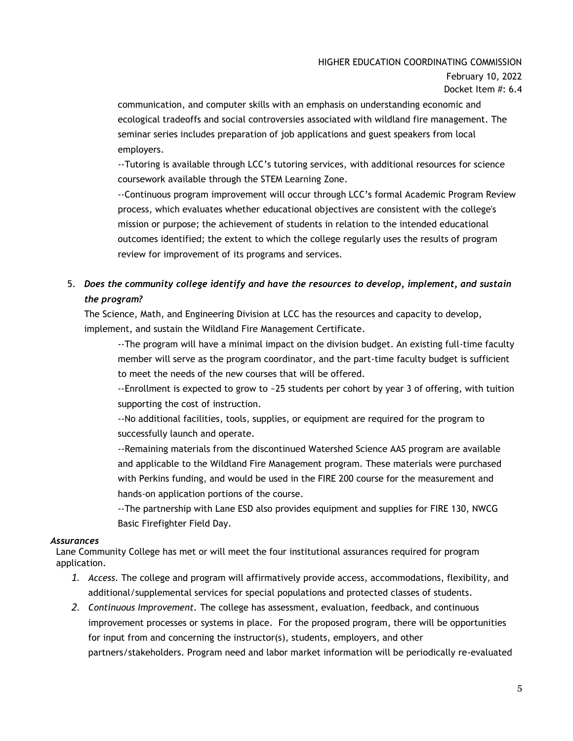communication, and computer skills with an emphasis on understanding economic and ecological tradeoffs and social controversies associated with wildland fire management. The seminar series includes preparation of job applications and guest speakers from local employers.

--Tutoring is available through LCC's tutoring services, with additional resources for science coursework available through the STEM Learning Zone.

--Continuous program improvement will occur through LCC's formal Academic Program Review process, which evaluates whether educational objectives are consistent with the college's mission or purpose; the achievement of students in relation to the intended educational outcomes identified; the extent to which the college regularly uses the results of program review for improvement of its programs and services.

5. ***Does the community college identify and have the resources to develop, implement, and sustain the program?***

   The Science, Math, and Engineering Division at LCC has the resources and capacity to develop, implement, and sustain the Wildland Fire Management Certificate.

   --The program will have a minimal impact on the division budget. An existing full-time faculty member will serve as the program coordinator, and the part-time faculty budget is sufficient to meet the needs of the new courses that will be offered.

   --Enrollment is expected to grow to ~25 students per cohort by year 3 of offering, with tuition supporting the cost of instruction.

   --No additional facilities, tools, supplies, or equipment are required for the program to successfully launch and operate.

   --Remaining materials from the discontinued Watershed Science AAS program are available and applicable to the Wildland Fire Management program. These materials were purchased with Perkins funding, and would be used in the FIRE 200 course for the measurement and hands-on application portions of the course.

   --The partnership with Lane ESD also provides equipment and supplies for FIRE 130, NWCG Basic Firefighter Field Day.

***Assurances***

Lane Community College has met or will meet the four institutional assurances required for program application.

1. *Access.* The college and program will affirmatively provide access, accommodations, flexibility, and additional/supplemental services for special populations and protected classes of students.
2. *Continuous Improvement.* The college has assessment, evaluation, feedback, and continuous improvement processes or systems in place. For the proposed program, there will be opportunities for input from and concerning the instructor(s), students, employers, and other partners/stakeholders. Program need and labor market information will be periodically re-evaluated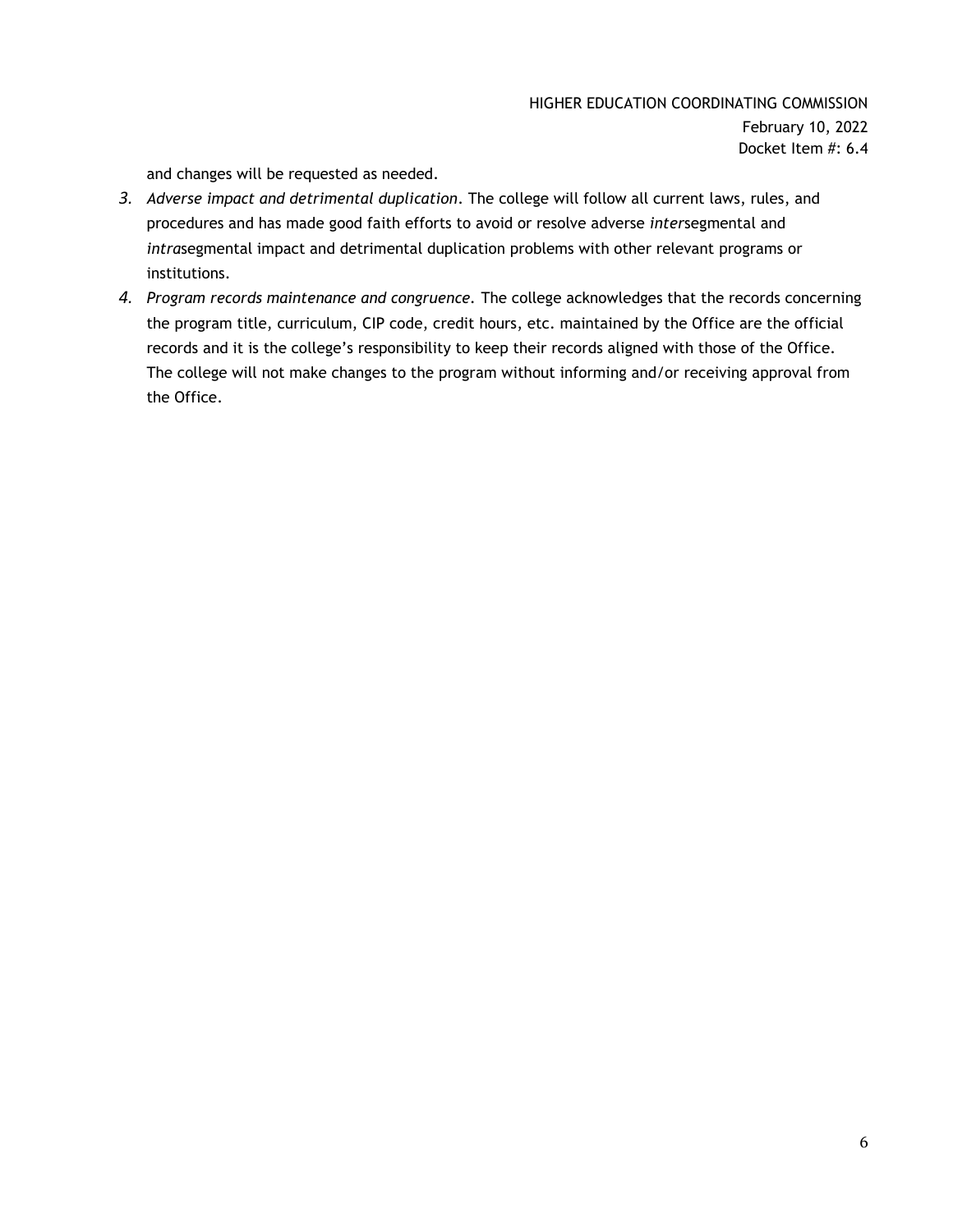and changes will be requested as needed.

3. *Adverse impact and detrimental duplication*. The college will follow all current laws, rules, and procedures and has made good faith efforts to avoid or resolve adverse *inter*segmental and *intra*segmental impact and detrimental duplication problems with other relevant programs or institutions.
4. *Program records maintenance and congruence.* The college acknowledges that the records concerning the program title, curriculum, CIP code, credit hours, etc. maintained by the Office are the official records and it is the college's responsibility to keep their records aligned with those of the Office. The college will not make changes to the program without informing and/or receiving approval from the Office.